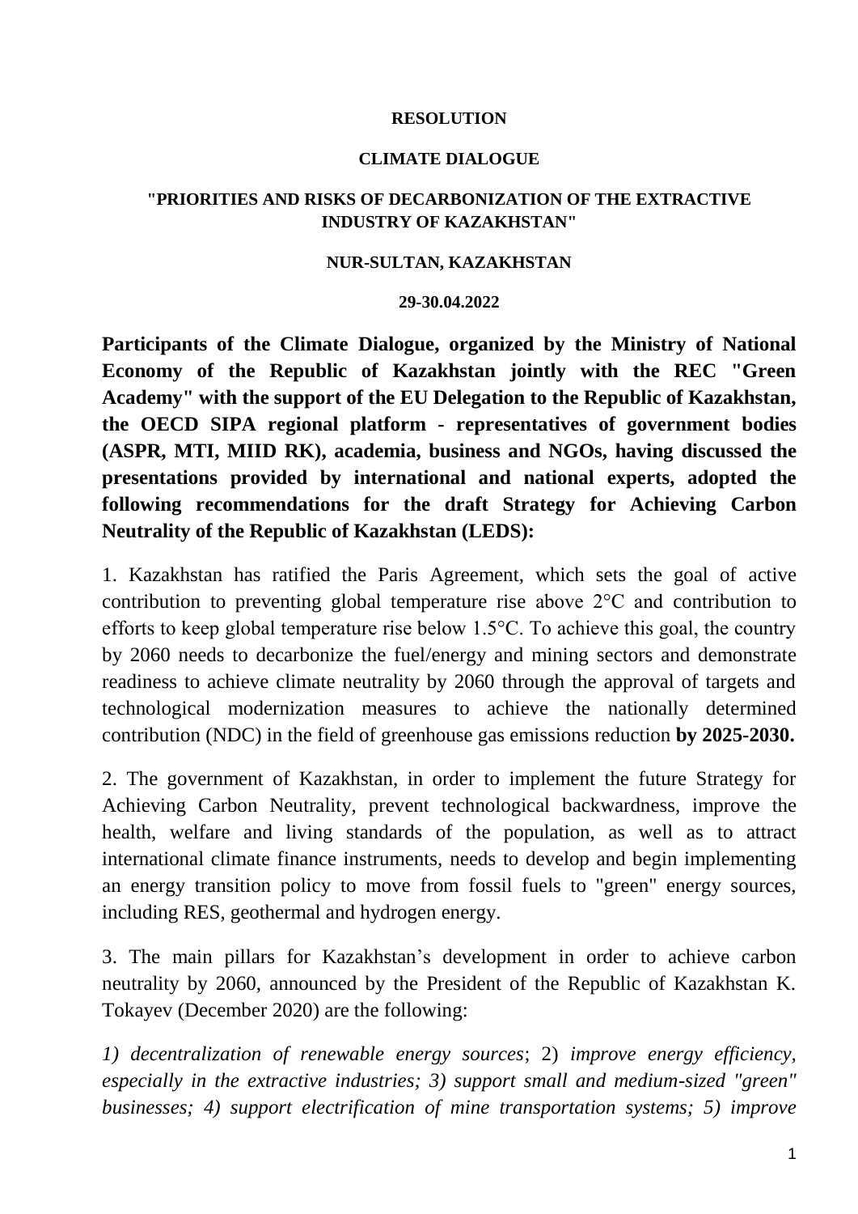**RESOLUTION**

**CLIMATE DIALOGUE**

**"PRIORITIES AND RISKS OF DECARBONIZATION OF THE EXTRACTIVE INDUSTRY OF KAZAKHSTAN"**

**NUR-SULTAN, KAZAKHSTAN**

**29-30.04.2022**

**Participants of the Climate Dialogue, organized by the Ministry of National Economy of the Republic of Kazakhstan jointly with the REC "Green Academy" with the support of the EU Delegation to the Republic of Kazakhstan, the OECD SIPA regional platform - representatives of government bodies (ASPR, MTI, MIID RK), academia, business and NGOs, having discussed the presentations provided by international and national experts, adopted the following recommendations for the draft Strategy for Achieving Carbon Neutrality of the Republic of Kazakhstan (LEDS):**

1. Kazakhstan has ratified the Paris Agreement, which sets the goal of active contribution to preventing global temperature rise above 2°C and contribution to efforts to keep global temperature rise below 1.5°C. To achieve this goal, the country by 2060 needs to decarbonize the fuel/energy and mining sectors and demonstrate readiness to achieve climate neutrality by 2060 through the approval of targets and technological modernization measures to achieve the nationally determined contribution (NDC) in the field of greenhouse gas emissions reduction **by 2025-2030.**

2. The government of Kazakhstan, in order to implement the future Strategy for Achieving Carbon Neutrality, prevent technological backwardness, improve the health, welfare and living standards of the population, as well as to attract international climate finance instruments, needs to develop and begin implementing an energy transition policy to move from fossil fuels to "green" energy sources, including RES, geothermal and hydrogen energy.

3. The main pillars for Kazakhstan's development in order to achieve carbon neutrality by 2060, announced by the President of the Republic of Kazakhstan K. Tokayev (December 2020) are the following:

*1) decentralization of renewable energy sources*; 2) *improve energy efficiency, especially in the extractive industries; 3) support small and medium-sized "green" businesses; 4) support electrification of mine transportation systems; 5) improve*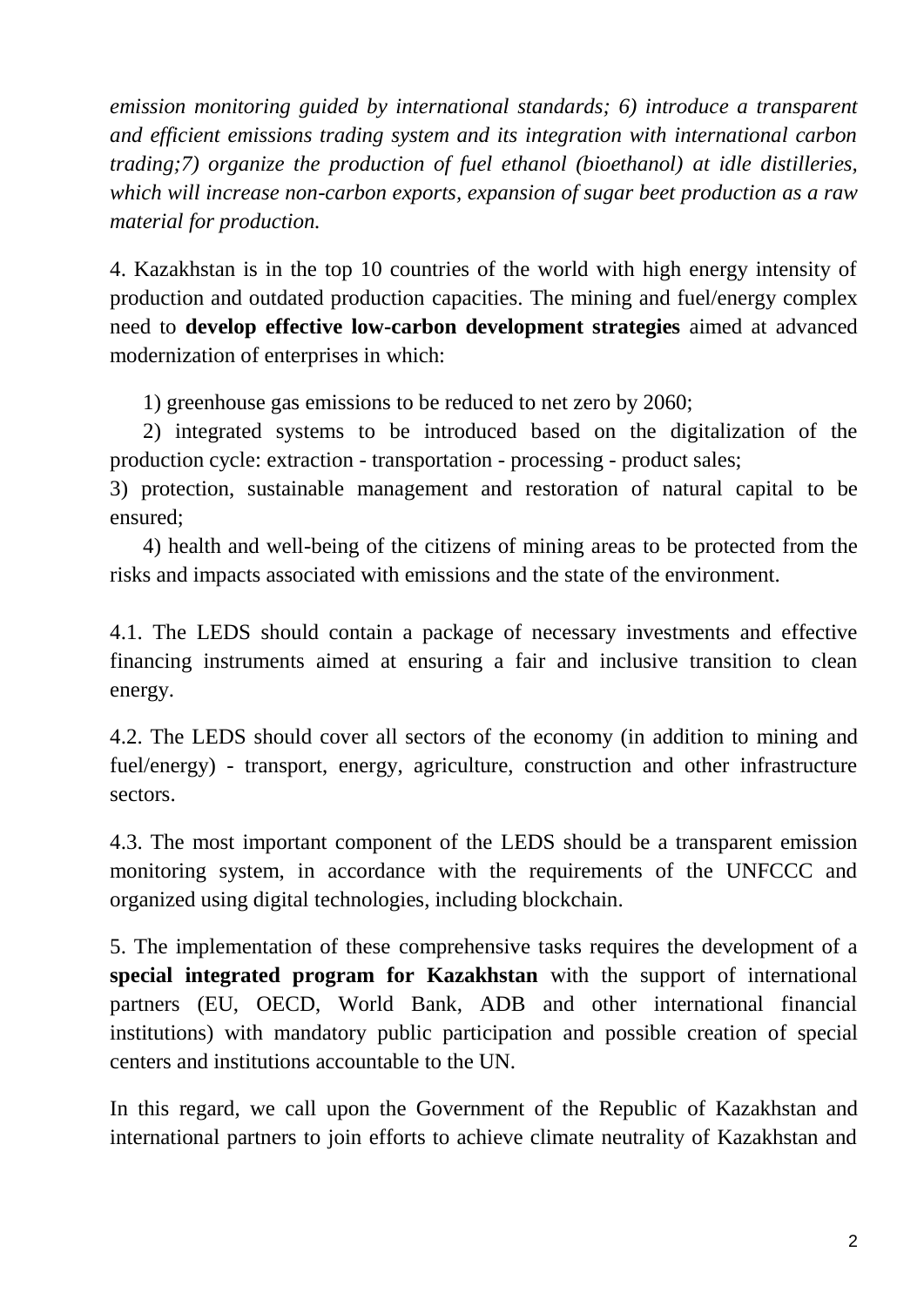*emission monitoring guided by international standards; 6) introduce a transparent and efficient emissions trading system and its integration with international carbon trading;7) organize the production of fuel ethanol (bioethanol) at idle distilleries, which will increase non-carbon exports, expansion of sugar beet production as a raw material for production.*

4. Kazakhstan is in the top 10 countries of the world with high energy intensity of production and outdated production capacities. The mining and fuel/energy complex need to **develop effective low-carbon development strategies** aimed at advanced modernization of enterprises in which:

1) greenhouse gas emissions to be reduced to net zero by 2060;

2) integrated systems to be introduced based on the digitalization of the production cycle: extraction - transportation - processing - product sales;

3) protection, sustainable management and restoration of natural capital to be ensured;

4) health and well-being of the citizens of mining areas to be protected from the risks and impacts associated with emissions and the state of the environment.

4.1. The LEDS should contain a package of necessary investments and effective financing instruments aimed at ensuring a fair and inclusive transition to clean energy.

4.2. The LEDS should cover all sectors of the economy (in addition to mining and fuel/energy) - transport, energy, agriculture, construction and other infrastructure sectors.

4.3. The most important component of the LEDS should be a transparent emission monitoring system, in accordance with the requirements of the UNFCCC and organized using digital technologies, including blockchain.

5. The implementation of these comprehensive tasks requires the development of a **special integrated program for Kazakhstan** with the support of international partners (EU, OECD, World Bank, ADB and other international financial institutions) with mandatory public participation and possible creation of special centers and institutions accountable to the UN.

In this regard, we call upon the Government of the Republic of Kazakhstan and international partners to join efforts to achieve climate neutrality of Kazakhstan and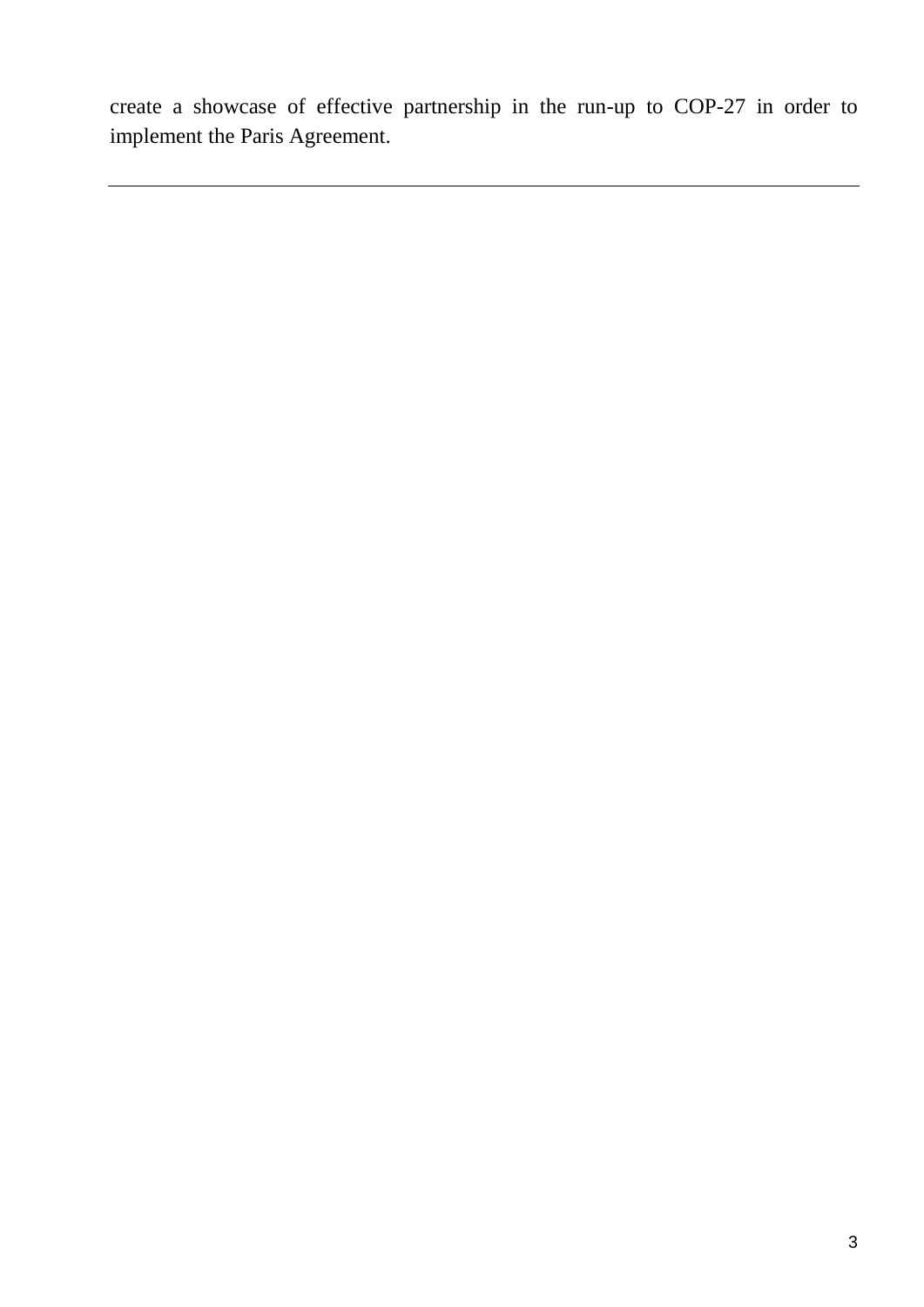create a showcase of effective partnership in the run-up to COP-27 in order to implement the Paris Agreement.

---